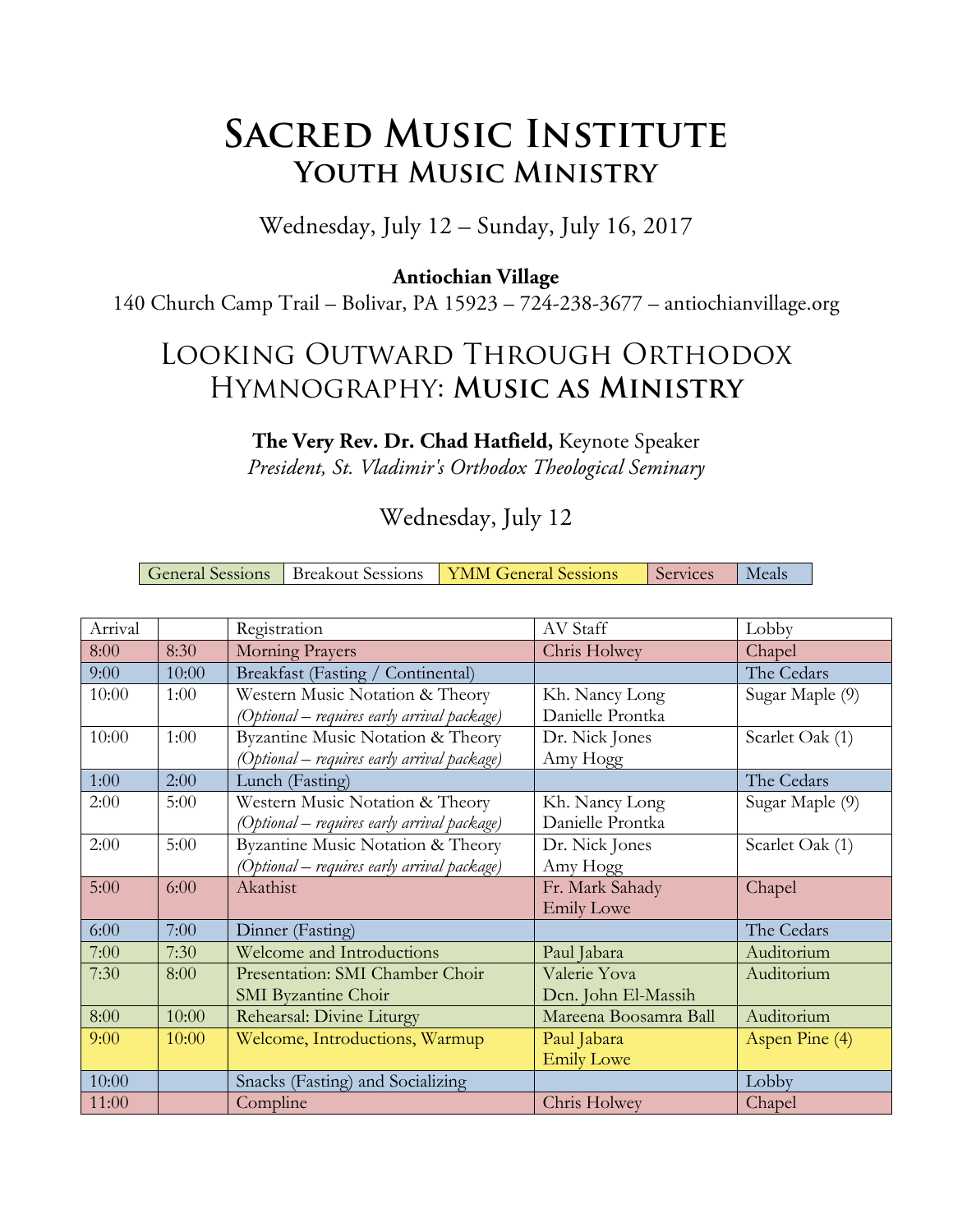# Sacred Music Institute
## Youth Music Ministry

Wednesday, July 12 – Sunday, July 16, 2017

**Antiochian Village**
140 Church Camp Trail – Bolivar, PA 15923 – 724-238-3677 – antiochianvillage.org

## Looking Outward Through Orthodox Hymnography: **Music as Ministry**

**The Very Rev. Dr. Chad Hatfield,** Keynote Speaker
*President, St. Vladimir's Orthodox Theological Seminary*

### Wednesday, July 12

| General Sessions | Breakout Sessions | YMM General Sessions | Services | Meals |
|---|---|---|---|---|

| Arrival | | Registration | AV Staff | Lobby |
|---|---|---|---|---|
| 8:00 | 8:30 | Morning Prayers | Chris Holwey | Chapel |
| 9:00 | 10:00 | Breakfast (Fasting / Continental) | | The Cedars |
| 10:00 | 1:00 | Western Music Notation & Theory *(Optional – requires early arrival package)* | Kh. Nancy Long Danielle Prontka | Sugar Maple (9) |
| 10:00 | 1:00 | Byzantine Music Notation & Theory *(Optional – requires early arrival package)* | Dr. Nick Jones Amy Hogg | Scarlet Oak (1) |
| 1:00 | 2:00 | Lunch (Fasting) | | The Cedars |
| 2:00 | 5:00 | Western Music Notation & Theory *(Optional – requires early arrival package)* | Kh. Nancy Long Danielle Prontka | Sugar Maple (9) |
| 2:00 | 5:00 | Byzantine Music Notation & Theory *(Optional – requires early arrival package)* | Dr. Nick Jones Amy Hogg | Scarlet Oak (1) |
| 5:00 | 6:00 | Akathist | Fr. Mark Sahady Emily Lowe | Chapel |
| 6:00 | 7:00 | Dinner (Fasting) | | The Cedars |
| 7:00 | 7:30 | Welcome and Introductions | Paul Jabara | Auditorium |
| 7:30 | 8:00 | Presentation: SMI Chamber Choir SMI Byzantine Choir | Valerie Yova Dcn. John El-Massih | Auditorium |
| 8:00 | 10:00 | Rehearsal: Divine Liturgy | Mareena Boosamra Ball | Auditorium |
| 9:00 | 10:00 | Welcome, Introductions, Warmup | Paul Jabara Emily Lowe | Aspen Pine (4) |
| 10:00 | | Snacks (Fasting) and Socializing | | Lobby |
| 11:00 | | Compline | Chris Holwey | Chapel |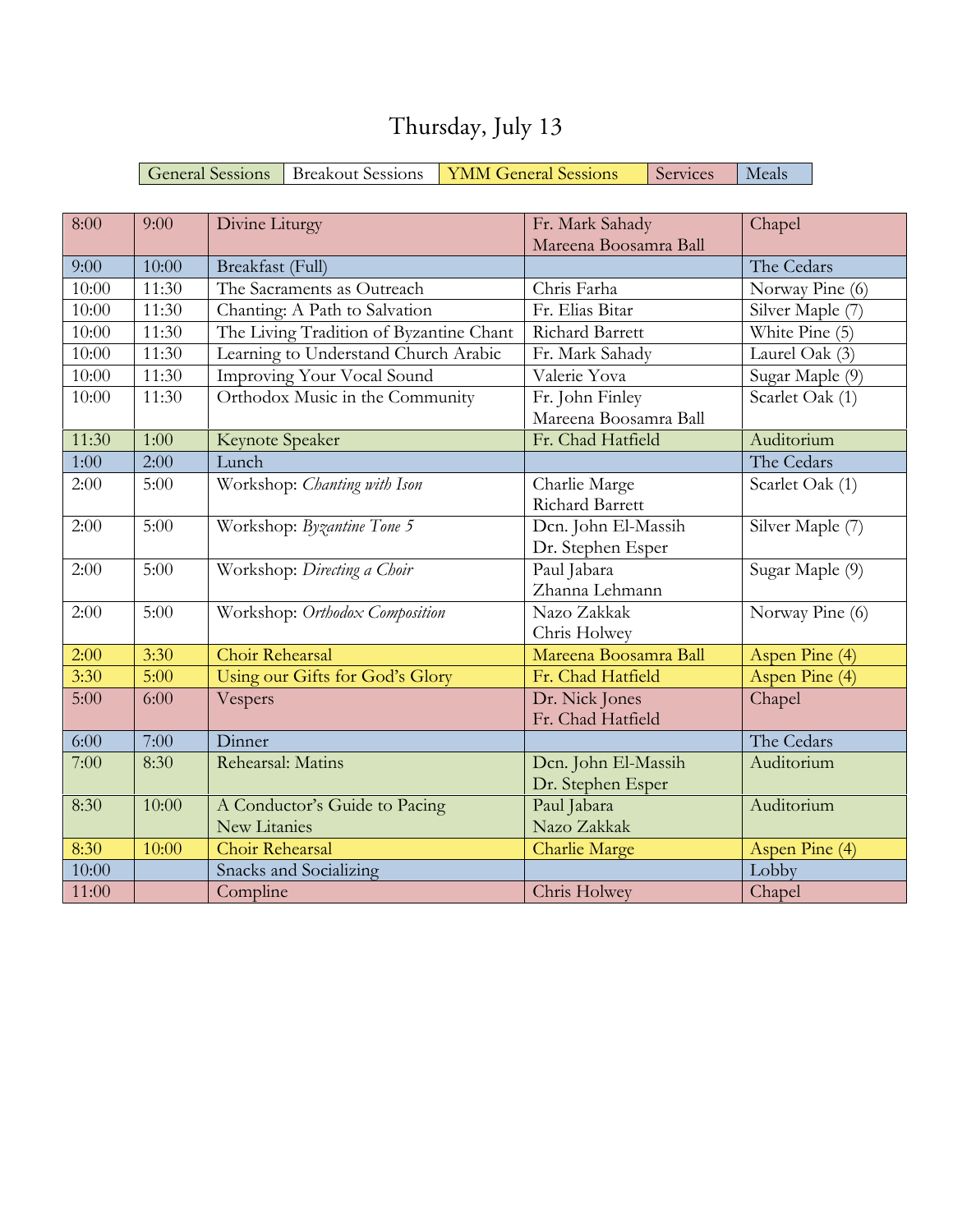# Thursday, July 13

| General Sessions | Breakout Sessions | YMM General Sessions | Services | Meals |
|---|---|---|---|---|

| | | | | |
|---|---|---|---|---|
| 8:00 | 9:00 | Divine Liturgy | Fr. Mark Sahady<br>Mareena Boosamra Ball | Chapel |
| 9:00 | 10:00 | Breakfast (Full) | | The Cedars |
| 10:00 | 11:30 | The Sacraments as Outreach | Chris Farha | Norway Pine (6) |
| 10:00 | 11:30 | Chanting: A Path to Salvation | Fr. Elias Bitar | Silver Maple (7) |
| 10:00 | 11:30 | The Living Tradition of Byzantine Chant | Richard Barrett | White Pine (5) |
| 10:00 | 11:30 | Learning to Understand Church Arabic | Fr. Mark Sahady | Laurel Oak (3) |
| 10:00 | 11:30 | Improving Your Vocal Sound | Valerie Yova | Sugar Maple (9) |
| 10:00 | 11:30 | Orthodox Music in the Community | Fr. John Finley<br>Mareena Boosamra Ball | Scarlet Oak (1) |
| 11:30 | 1:00 | Keynote Speaker | Fr. Chad Hatfield | Auditorium |
| 1:00 | 2:00 | Lunch | | The Cedars |
| 2:00 | 5:00 | Workshop: *Chanting with Ison* | Charlie Marge<br>Richard Barrett | Scarlet Oak (1) |
| 2:00 | 5:00 | Workshop: *Byzantine Tone 5* | Dcn. John El-Massih<br>Dr. Stephen Esper | Silver Maple (7) |
| 2:00 | 5:00 | Workshop: *Directing a Choir* | Paul Jabara<br>Zhanna Lehmann | Sugar Maple (9) |
| 2:00 | 5:00 | Workshop: *Orthodox Composition* | Nazo Zakkak<br>Chris Holwey | Norway Pine (6) |
| 2:00 | 3:30 | Choir Rehearsal | Mareena Boosamra Ball | Aspen Pine (4) |
| 3:30 | 5:00 | Using our Gifts for God's Glory | Fr. Chad Hatfield | Aspen Pine (4) |
| 5:00 | 6:00 | Vespers | Dr. Nick Jones<br>Fr. Chad Hatfield | Chapel |
| 6:00 | 7:00 | Dinner | | The Cedars |
| 7:00 | 8:30 | Rehearsal: Matins | Dcn. John El-Massih<br>Dr. Stephen Esper | Auditorium |
| 8:30 | 10:00 | A Conductor's Guide to Pacing New Litanies | Paul Jabara<br>Nazo Zakkak | Auditorium |
| 8:30 | 10:00 | Choir Rehearsal | Charlie Marge | Aspen Pine (4) |
| 10:00 | | Snacks and Socializing | | Lobby |
| 11:00 | | Compline | Chris Holwey | Chapel |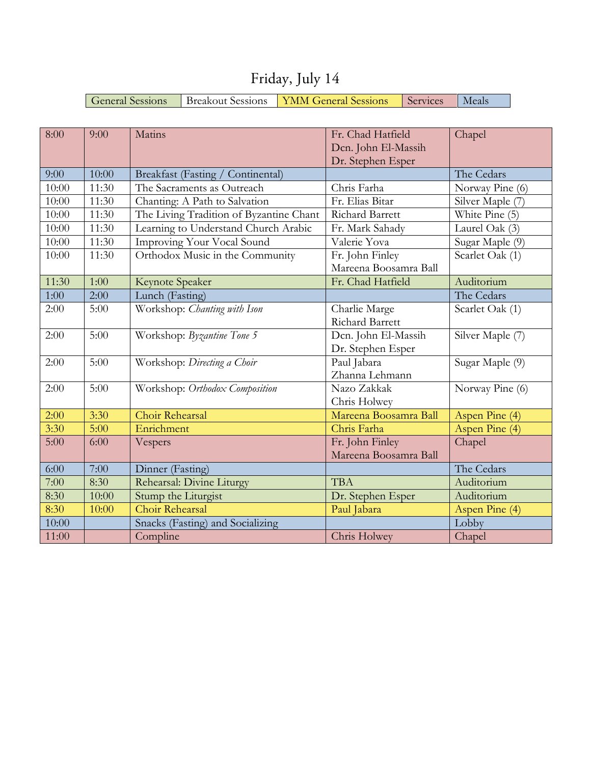# Friday, July 14

| General Sessions | Breakout Sessions | YMM General Sessions | Services | Meals |
|---|---|---|---|---|

| | | | | |
|---|---|---|---|---|
| 8:00 | 9:00 | Matins | Fr. Chad Hatfield<br>Dcn. John El-Massih<br>Dr. Stephen Esper | Chapel |
| 9:00 | 10:00 | Breakfast (Fasting / Continental) | | The Cedars |
| 10:00 | 11:30 | The Sacraments as Outreach | Chris Farha | Norway Pine (6) |
| 10:00 | 11:30 | Chanting: A Path to Salvation | Fr. Elias Bitar | Silver Maple (7) |
| 10:00 | 11:30 | The Living Tradition of Byzantine Chant | Richard Barrett | White Pine (5) |
| 10:00 | 11:30 | Learning to Understand Church Arabic | Fr. Mark Sahady | Laurel Oak (3) |
| 10:00 | 11:30 | Improving Your Vocal Sound | Valerie Yova | Sugar Maple (9) |
| 10:00 | 11:30 | Orthodox Music in the Community | Fr. John Finley<br>Mareena Boosamra Ball | Scarlet Oak (1) |
| 11:30 | 1:00 | Keynote Speaker | Fr. Chad Hatfield | Auditorium |
| 1:00 | 2:00 | Lunch (Fasting) | | The Cedars |
| 2:00 | 5:00 | Workshop: *Chanting with Ison* | Charlie Marge<br>Richard Barrett | Scarlet Oak (1) |
| 2:00 | 5:00 | Workshop: *Byzantine Tone 5* | Dcn. John El-Massih<br>Dr. Stephen Esper | Silver Maple (7) |
| 2:00 | 5:00 | Workshop: *Directing a Choir* | Paul Jabara<br>Zhanna Lehmann | Sugar Maple (9) |
| 2:00 | 5:00 | Workshop: *Orthodox Composition* | Nazo Zakkak<br>Chris Holwey | Norway Pine (6) |
| 2:00 | 3:30 | Choir Rehearsal | Mareena Boosamra Ball | Aspen Pine (4) |
| 3:30 | 5:00 | Enrichment | Chris Farha | Aspen Pine (4) |
| 5:00 | 6:00 | Vespers | Fr. John Finley<br>Mareena Boosamra Ball | Chapel |
| 6:00 | 7:00 | Dinner (Fasting) | | The Cedars |
| 7:00 | 8:30 | Rehearsal: Divine Liturgy | TBA | Auditorium |
| 8:30 | 10:00 | Stump the Liturgist | Dr. Stephen Esper | Auditorium |
| 8:30 | 10:00 | Choir Rehearsal | Paul Jabara | Aspen Pine (4) |
| 10:00 | | Snacks (Fasting) and Socializing | | Lobby |
| 11:00 | | Compline | Chris Holwey | Chapel |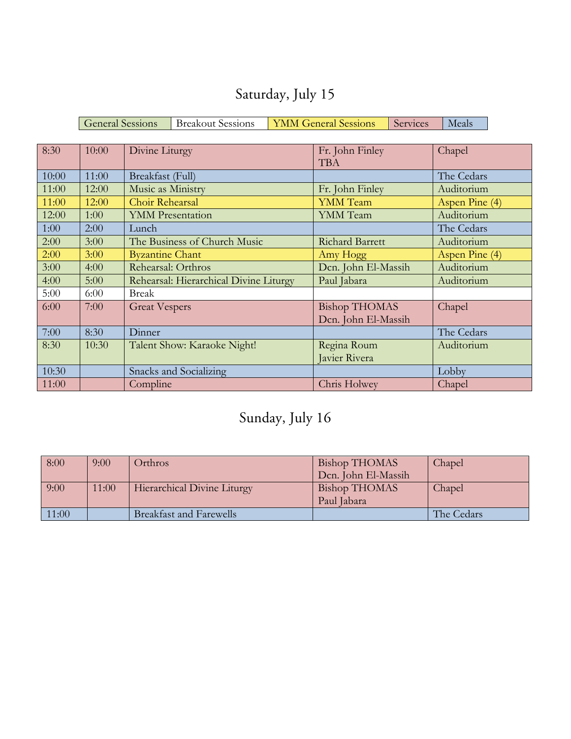# Saturday, July 15

| General Sessions | Breakout Sessions | YMM General Sessions | Services | Meals |
|---|---|---|---|---|

| | | | | |
|---|---|---|---|---|
| 8:30 | 10:00 | Divine Liturgy | Fr. John Finley<br>TBA | Chapel |
| 10:00 | 11:00 | Breakfast (Full) | | The Cedars |
| 11:00 | 12:00 | Music as Ministry | Fr. John Finley | Auditorium |
| 11:00 | 12:00 | Choir Rehearsal | YMM Team | Aspen Pine (4) |
| 12:00 | 1:00 | YMM Presentation | YMM Team | Auditorium |
| 1:00 | 2:00 | Lunch | | The Cedars |
| 2:00 | 3:00 | The Business of Church Music | Richard Barrett | Auditorium |
| 2:00 | 3:00 | Byzantine Chant | Amy Hogg | Aspen Pine (4) |
| 3:00 | 4:00 | Rehearsal: Orthros | Dcn. John El-Massih | Auditorium |
| 4:00 | 5:00 | Rehearsal: Hierarchical Divine Liturgy | Paul Jabara | Auditorium |
| 5:00 | 6:00 | Break | | |
| 6:00 | 7:00 | Great Vespers | Bishop THOMAS<br>Dcn. John El-Massih | Chapel |
| 7:00 | 8:30 | Dinner | | The Cedars |
| 8:30 | 10:30 | Talent Show: Karaoke Night! | Regina Roum<br>Javier Rivera | Auditorium |
| 10:30 | | Snacks and Socializing | | Lobby |
| 11:00 | | Compline | Chris Holwey | Chapel |

# Sunday, July 16

| | | | | |
|---|---|---|---|---|
| 8:00 | 9:00 | Orthros | Bishop THOMAS<br>Dcn. John El-Massih | Chapel |
| 9:00 | 11:00 | Hierarchical Divine Liturgy | Bishop THOMAS<br>Paul Jabara | Chapel |
| 11:00 | | Breakfast and Farewells | | The Cedars |